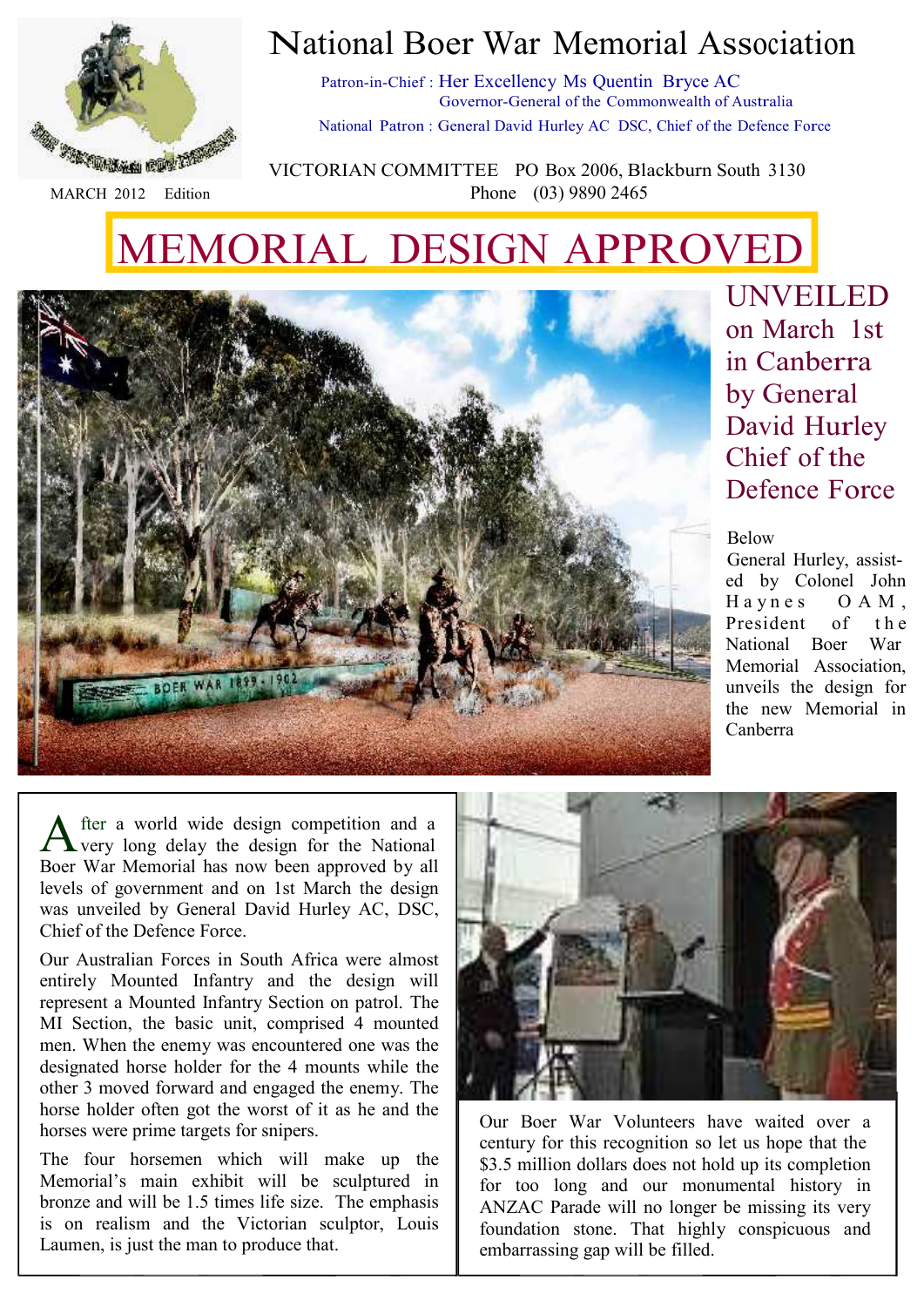# National Boer War Memorial Association

Patron-in-Chief : Her Excellency Ms Quentin Bryce AC
Governor-General of the Commonwealth of Australia

National Patron : General David Hurley AC DSC, Chief of the Defence Force

VICTORIAN COMMITTEE PO Box 2006, Blackburn South 3130
Phone (03) 9890 2465

MARCH 2012 Edition

# MEMORIAL DESIGN APPROVED

## UNVEILED on March 1st in Canberra by General David Hurley Chief of the Defence Force

Below
General Hurley, assisted by Colonel John Haynes OAM, President of the National Boer War Memorial Association, unveils the design for the new Memorial in Canberra

After a world wide design competition and a very long delay the design for the National Boer War Memorial has now been approved by all levels of government and on 1st March the design was unveiled by General David Hurley AC, DSC, Chief of the Defence Force.

Our Australian Forces in South Africa were almost entirely Mounted Infantry and the design will represent a Mounted Infantry Section on patrol. The MI Section, the basic unit, comprised 4 mounted men. When the enemy was encountered one was the designated horse holder for the 4 mounts while the other 3 moved forward and engaged the enemy. The horse holder often got the worst of it as he and the horses were prime targets for snipers.

The four horsemen which will make up the Memorial's main exhibit will be sculptured in bronze and will be 1.5 times life size. The emphasis is on realism and the Victorian sculptor, Louis Laumen, is just the man to produce that.

Our Boer War Volunteers have waited over a century for this recognition so let us hope that the $3.5 million dollars does not hold up its completion for too long and our monumental history in ANZAC Parade will no longer be missing its very foundation stone. That highly conspicuous and embarrassing gap will be filled.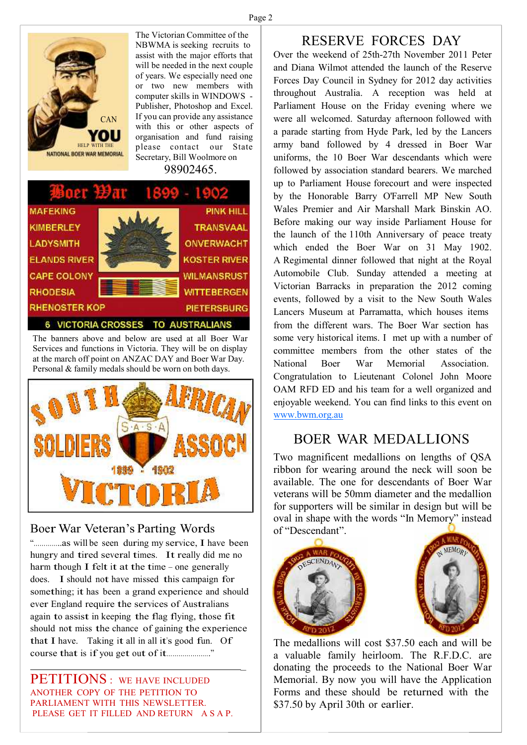The Victorian Committee of the NBWMA is seeking recruits to assist with the major efforts that will be needed in the next couple of years. We especially need one or two new members with computer skills in WINDOWS - Publisher, Photoshop and Excel. If you can provide any assistance with this or other aspects of organisation and fund raising please contact our State Secretary, Bill Woolmore on 98902465.

The banners above and below are used at all Boer War Services and functions in Victoria. They will be on display at the march off point on ANZAC DAY and Boer War Day. Personal & family medals should be worn on both days.

## Boer War Veteran's Parting Words

"..............as will be seen during my service, I have been hungry and tired several times. It really did me no harm though I felt it at the time – one generally does. I should not have missed this campaign for something; it has been a grand experience and should ever England require the services of Australians again to assist in keeping the flag flying, those fit should not miss the chance of gaining the experience that I have. Taking it all in all it's good fun. Of course that is if you get out of it......................"

**PETITIONS**: WE HAVE INCLUDED ANOTHER COPY OF THE PETITION TO PARLIAMENT WITH THIS NEWSLETTER. PLEASE GET IT FILLED AND RETURN A S A P.

## RESERVE FORCES DAY

Over the weekend of 25th-27th November 2011 Peter and Diana Wilmot attended the launch of the Reserve Forces Day Council in Sydney for 2012 day activities throughout Australia. A reception was held at Parliament House on the Friday evening where we were all welcomed. Saturday afternoon followed with a parade starting from Hyde Park, led by the Lancers army band followed by 4 dressed in Boer War uniforms, the 10 Boer War descendants which were followed by association standard bearers. We marched up to Parliament House forecourt and were inspected by the Honorable Barry O'Farrell MP New South Wales Premier and Air Marshall Mark Binskin AO. Before making our way inside Parliament House for the launch of the 110th Anniversary of peace treaty which ended the Boer War on 31 May 1902. A Regimental dinner followed that night at the Royal Automobile Club. Sunday attended a meeting at Victorian Barracks in preparation the 2012 coming events, followed by a visit to the New South Wales Lancers Museum at Parramatta, which houses items from the different wars. The Boer War section has some very historical items. I met up with a number of committee members from the other states of the National Boer War Memorial Association. Congratulation to Lieutenant Colonel John Moore OAM RFD ED and his team for a well organized and enjoyable weekend. You can find links to this event on www.bwm.org.au

## BOER WAR MEDALLIONS

Two magnificent medallions on lengths of QSA ribbon for wearing around the neck will soon be available. The one for descendants of Boer War veterans will be 50mm diameter and the medallion for supporters will be similar in design but will be oval in shape with the words "In Memory" instead of "Descendant".

The medallions will cost $37.50 each and will be a valuable family heirloom. The R.F.D.C. are donating the proceeds to the National Boer War Memorial. By now you will have the Application Forms and these should be returned with the $37.50 by April 30th or earlier.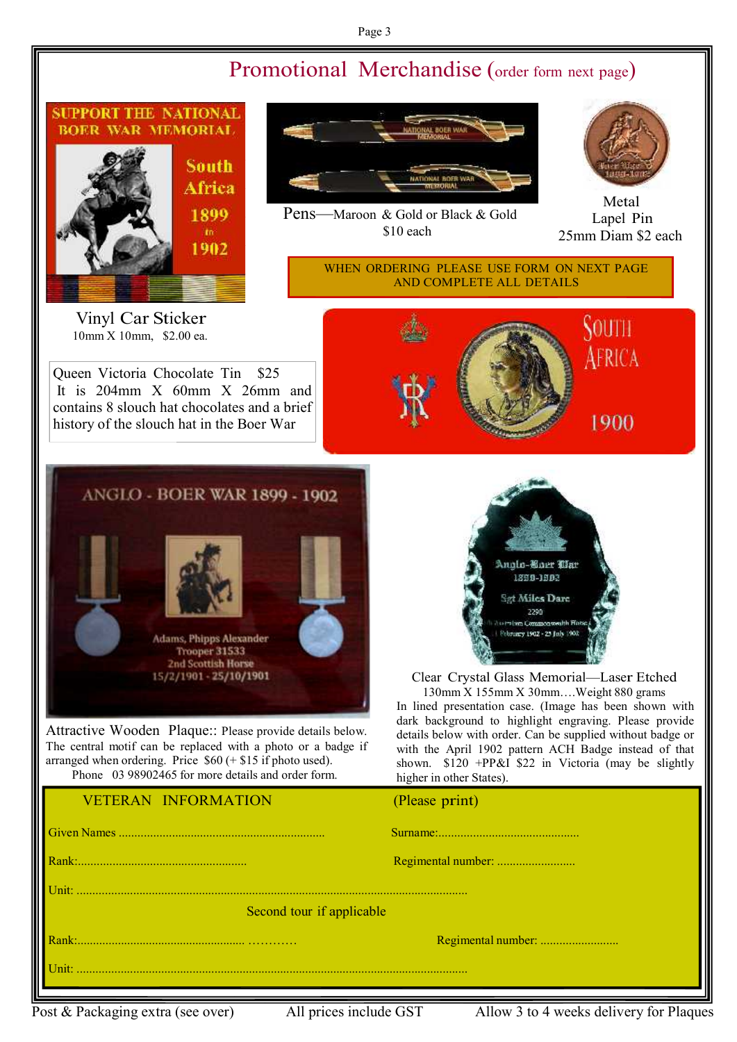# Promotional Merchandise (order form next page)

**Pens**—Maroon & Gold or Black & Gold
$10 each

**Metal Lapel Pin**
25mm Diam $2 each

WHEN ORDERING PLEASE USE FORM ON NEXT PAGE AND COMPLETE ALL DETAILS

**Vinyl Car Sticker**
10mm X 10mm, $2.00 ea.

Queen Victoria Chocolate Tin $25
It is 204mm X 60mm X 26mm and contains 8 slouch hat chocolates and a brief history of the slouch hat in the Boer War

**Attractive Wooden Plaque::** Please provide details below. The central motif can be replaced with a photo or a badge if arranged when ordering. Price $60 (+ $15 if photo used).
Phone 03 98902465 for more details and order form.

**Clear Crystal Glass Memorial—Laser Etched**
130mm X 155mm X 30mm….Weight 880 grams
In lined presentation case. (Image has been shown with dark background to highlight engraving. Please provide details below with order. Can be supplied without badge or with the April 1902 pattern ACH Badge instead of that shown. $120 +PP&I $22 in Victoria (may be slightly higher in other States).

## VETERAN INFORMATION (Please print)

Given Names ................................................................ Surname:............................................

Rank:...................................................... Regimental number: .........................

Unit: ..........................................................................................................................

Second tour if applicable

Rank:.................................................... ………… Regimental number: .........................

Unit: ..........................................................................................................................

Post & Packaging extra (see over) All prices include GST Allow 3 to 4 weeks delivery for Plaques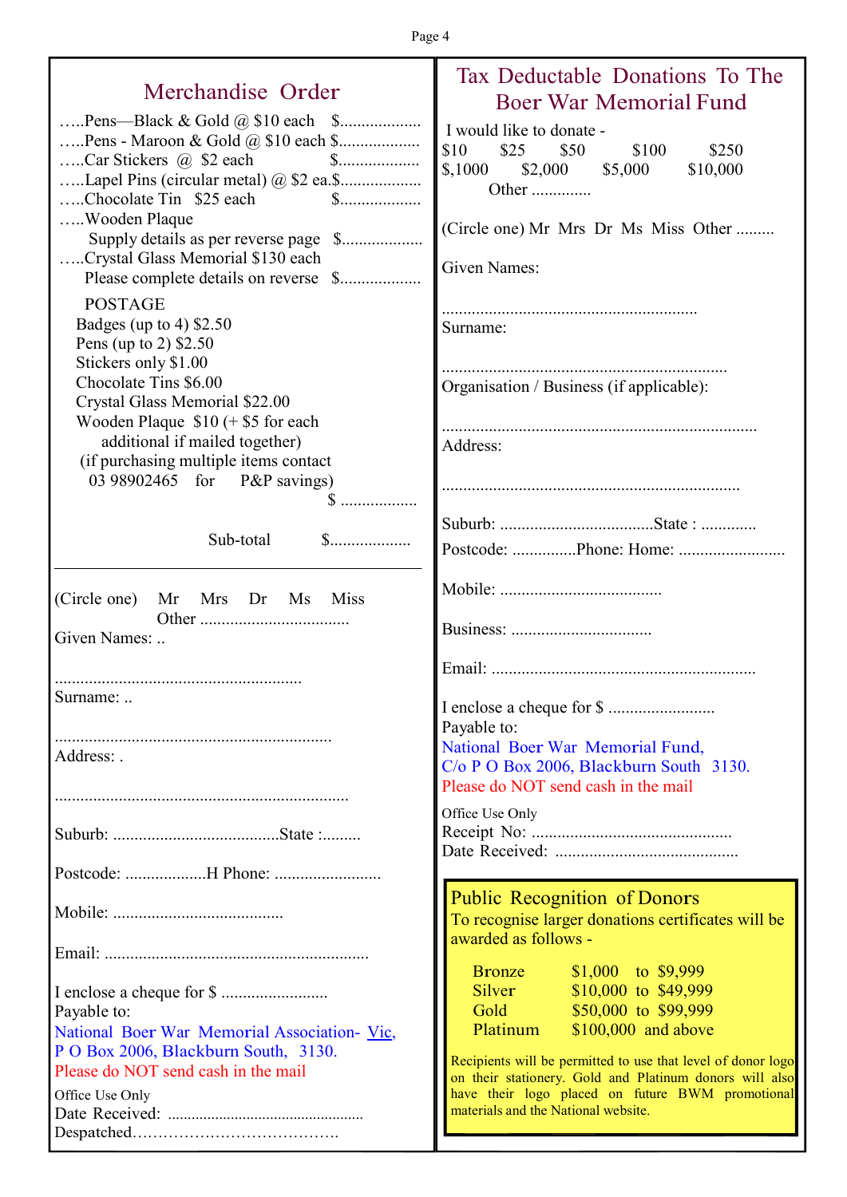## Merchandise Order

…..Pens—Black & Gold @ $10 each $..................

…..Pens - Maroon & Gold @ $10 each $..................

…..Car Stickers @ $2 each $..................

…..Lapel Pins (circular metal) @ $2 ea.$..................

…..Chocolate Tin $25 each $..................

…..Wooden Plaque
Supply details as per reverse page $..................

…..Crystal Glass Memorial $130 each
Please complete details on reverse $..................

POSTAGE
Badges (up to 4) $2.50
Pens (up to 2) $2.50
Stickers only $1.00
Chocolate Tins $6.00
Crystal Glass Memorial $22.00
Wooden Plaque $10 (+ $5 for each additional if mailed together)
(if purchasing multiple items contact 03 98902465 for P&P savings)
$ .................

Sub-total $..................

---

(Circle one) Mr Mrs Dr Ms Miss Other ..................................

Given Names: ..

..........................................................

Surname: ..

.................................................................

Address: .

.....................................................................

Suburb: .......................................State :.........

Postcode: ..................H Phone: ........................

Mobile: .......................................

Email: .............................................................

I enclose a cheque for $ ........................

Payable to:

National Boer War Memorial Association- Vic,
P O Box 2006, Blackburn South, 3130.

Please do NOT send cash in the mail

Office Use Only
Date Received: ................................................
Despatched…………………………………..

## Tax Deductable Donations To The Boer War Memorial Fund

I would like to donate -

$10 $25 $50 $100 $250
$,1000 $2,000 $5,000 $10,000
Other .............

(Circle one) Mr Mrs Dr Ms Miss Other .........

Given Names:

...........................................................

Surname:

.................................................................

Organisation / Business (if applicable):

........................................................................

Address:

....................................................................

Suburb: ....................................State : .............

Postcode: ...............Phone: Home: .........................

Mobile: .....................................

Business: ................................

Email: .............................................................

I enclose a cheque for $ ........................

Payable to:

National Boer War Memorial Fund,
C/o P O Box 2006, Blackburn South 3130.

Please do NOT send cash in the mail

Office Use Only
Receipt No: ..............................................
Date Received: ..........................................

### Public Recognition of Donors

To recognise larger donations certificates will be awarded as follows -

| | |
|---|---|
| Bronze | $1,000 to $9,999 |
| Silver | $10,000 to $49,999 |
| Gold | $50,000 to $99,999 |
| Platinum | $100,000 and above |

Recipients will be permitted to use that level of donor logo on their stationery. Gold and Platinum donors will also have their logo placed on future BWM promotional materials and the National website.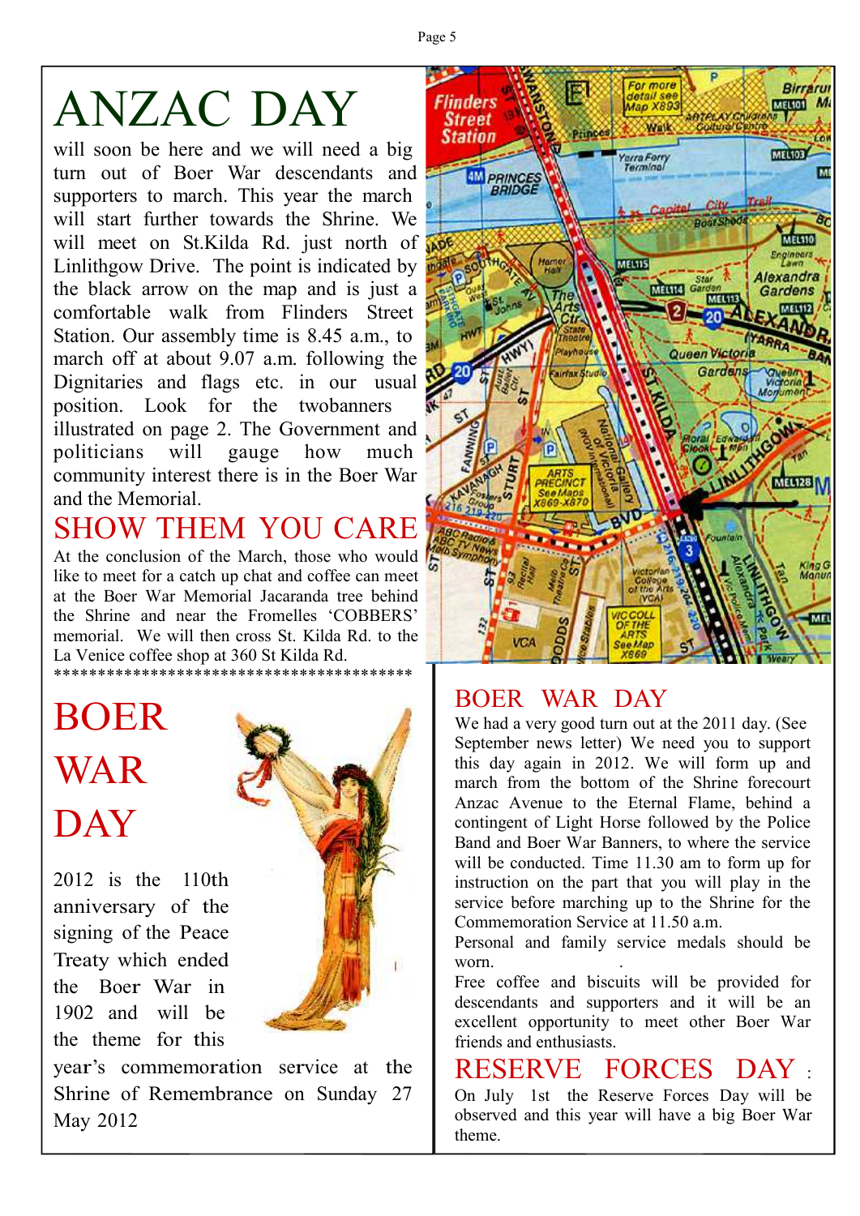# ANZAC DAY

will soon be here and we will need a big turn out of Boer War descendants and supporters to march. This year the march will start further towards the Shrine. We will meet on St.Kilda Rd. just north of Linlithgow Drive. The point is indicated by the black arrow on the map and is just a comfortable walk from Flinders Street Station. Our assembly time is 8.45 a.m., to march off at about 9.07 a.m. following the Dignitaries and flags etc. in our usual position. Look for the twobanners illustrated on page 2. The Government and politicians will gauge how much community interest there is in the Boer War and the Memorial.

## SHOW THEM YOU CARE

At the conclusion of the March, those who would like to meet for a catch up chat and coffee can meet at the Boer War Memorial Jacaranda tree behind the Shrine and near the Fromelles 'COBBERS' memorial. We will then cross St. Kilda Rd. to the La Venice coffee shop at 360 St Kilda Rd.

******************************************

# BOER WAR DAY

2012 is the 110th anniversary of the signing of the Peace Treaty which ended the Boer War in 1902 and will be the theme for this year's commemoration service at the Shrine of Remembrance on Sunday 27 May 2012

## BOER WAR DAY

We had a very good turn out at the 2011 day. (See September news letter) We need you to support this day again in 2012. We will form up and march from the bottom of the Shrine forecourt Anzac Avenue to the Eternal Flame, behind a contingent of Light Horse followed by the Police Band and Boer War Banners, to where the service will be conducted. Time 11.30 am to form up for instruction on the part that you will play in the service before marching up to the Shrine for the Commemoration Service at 11.50 a.m.

Personal and family service medals should be worn.

Free coffee and biscuits will be provided for descendants and supporters and it will be an excellent opportunity to meet other Boer War friends and enthusiasts.

## RESERVE FORCES DAY :

On July 1st the Reserve Forces Day will be observed and this year will have a big Boer War theme.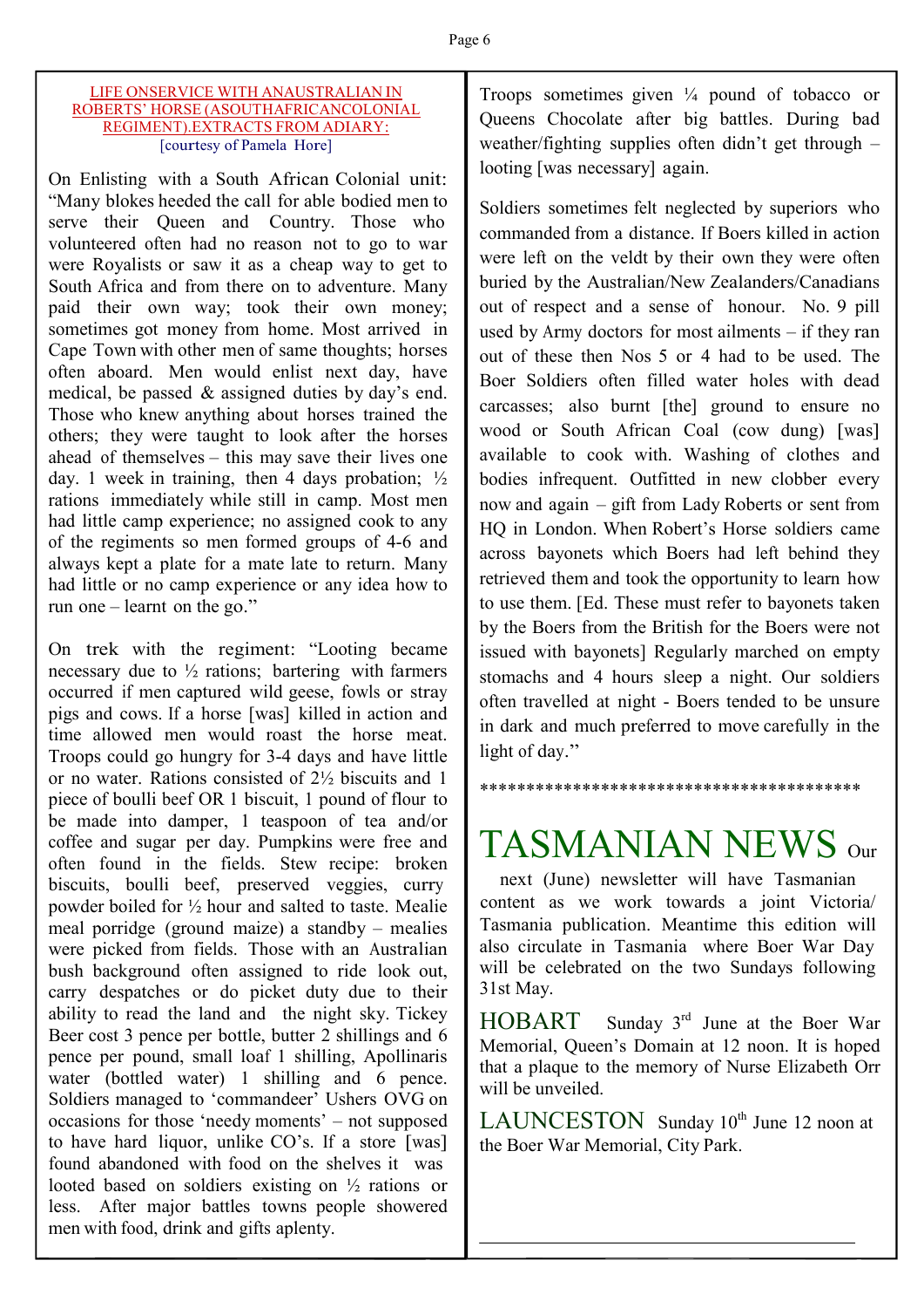## LIFE ONSERVICE WITH ANAUSTRALIAN IN ROBERTS' HORSE (ASOUTHAFRICANCOLONIAL REGIMENT).EXTRACTS FROM ADIARY:

[courtesy of Pamela Hore]

On Enlisting with a South African Colonial unit: "Many blokes heeded the call for able bodied men to serve their Queen and Country. Those who volunteered often had no reason not to go to war were Royalists or saw it as a cheap way to get to South Africa and from there on to adventure. Many paid their own way; took their own money; sometimes got money from home. Most arrived in Cape Town with other men of same thoughts; horses often aboard. Men would enlist next day, have medical, be passed & assigned duties by day's end. Those who knew anything about horses trained the others; they were taught to look after the horses ahead of themselves – this may save their lives one day. 1 week in training, then 4 days probation; ½ rations immediately while still in camp. Most men had little camp experience; no assigned cook to any of the regiments so men formed groups of 4-6 and always kept a plate for a mate late to return. Many had little or no camp experience or any idea how to run one – learnt on the go."

On trek with the regiment: "Looting became necessary due to ½ rations; bartering with farmers occurred if men captured wild geese, fowls or stray pigs and cows. If a horse [was] killed in action and time allowed men would roast the horse meat. Troops could go hungry for 3-4 days and have little or no water. Rations consisted of 2½ biscuits and 1 piece of boulli beef OR 1 biscuit, 1 pound of flour to be made into damper, 1 teaspoon of tea and/or coffee and sugar per day. Pumpkins were free and often found in the fields. Stew recipe: broken biscuits, boulli beef, preserved veggies, curry powder boiled for ½ hour and salted to taste. Mealie meal porridge (ground maize) a standby – mealies were picked from fields. Those with an Australian bush background often assigned to ride look out, carry despatches or do picket duty due to their ability to read the land and the night sky. Tickey Beer cost 3 pence per bottle, butter 2 shillings and 6 pence per pound, small loaf 1 shilling, Apollinaris water (bottled water) 1 shilling and 6 pence. Soldiers managed to 'commandeer' Ushers OVG on occasions for those 'needy moments' – not supposed to have hard liquor, unlike CO's. If a store [was] found abandoned with food on the shelves it was looted based on soldiers existing on ½ rations or less. After major battles towns people showered men with food, drink and gifts aplenty.

Troops sometimes given ¼ pound of tobacco or Queens Chocolate after big battles. During bad weather/fighting supplies often didn't get through – looting [was necessary] again.

Soldiers sometimes felt neglected by superiors who commanded from a distance. If Boers killed in action were left on the veldt by their own they were often buried by the Australian/New Zealanders/Canadians out of respect and a sense of honour. No. 9 pill used by Army doctors for most ailments – if they ran out of these then Nos 5 or 4 had to be used. The Boer Soldiers often filled water holes with dead carcasses; also burnt [the] ground to ensure no wood or South African Coal (cow dung) [was] available to cook with. Washing of clothes and bodies infrequent. Outfitted in new clobber every now and again – gift from Lady Roberts or sent from HQ in London. When Robert's Horse soldiers came across bayonets which Boers had left behind they retrieved them and took the opportunity to learn how to use them. [Ed. These must refer to bayonets taken by the Boers from the British for the Boers were not issued with bayonets] Regularly marched on empty stomachs and 4 hours sleep a night. Our soldiers often travelled at night - Boers tended to be unsure in dark and much preferred to move carefully in the light of day."

*****************************************

# TASMANIAN NEWS

Our next (June) newsletter will have Tasmanian content as we work towards a joint Victoria/ Tasmania publication. Meantime this edition will also circulate in Tasmania where Boer War Day will be celebrated on the two Sundays following 31st May.

**HOBART** Sunday 3rd June at the Boer War Memorial, Queen's Domain at 12 noon. It is hoped that a plaque to the memory of Nurse Elizabeth Orr will be unveiled.

**LAUNCESTON** Sunday 10th June 12 noon at the Boer War Memorial, City Park.